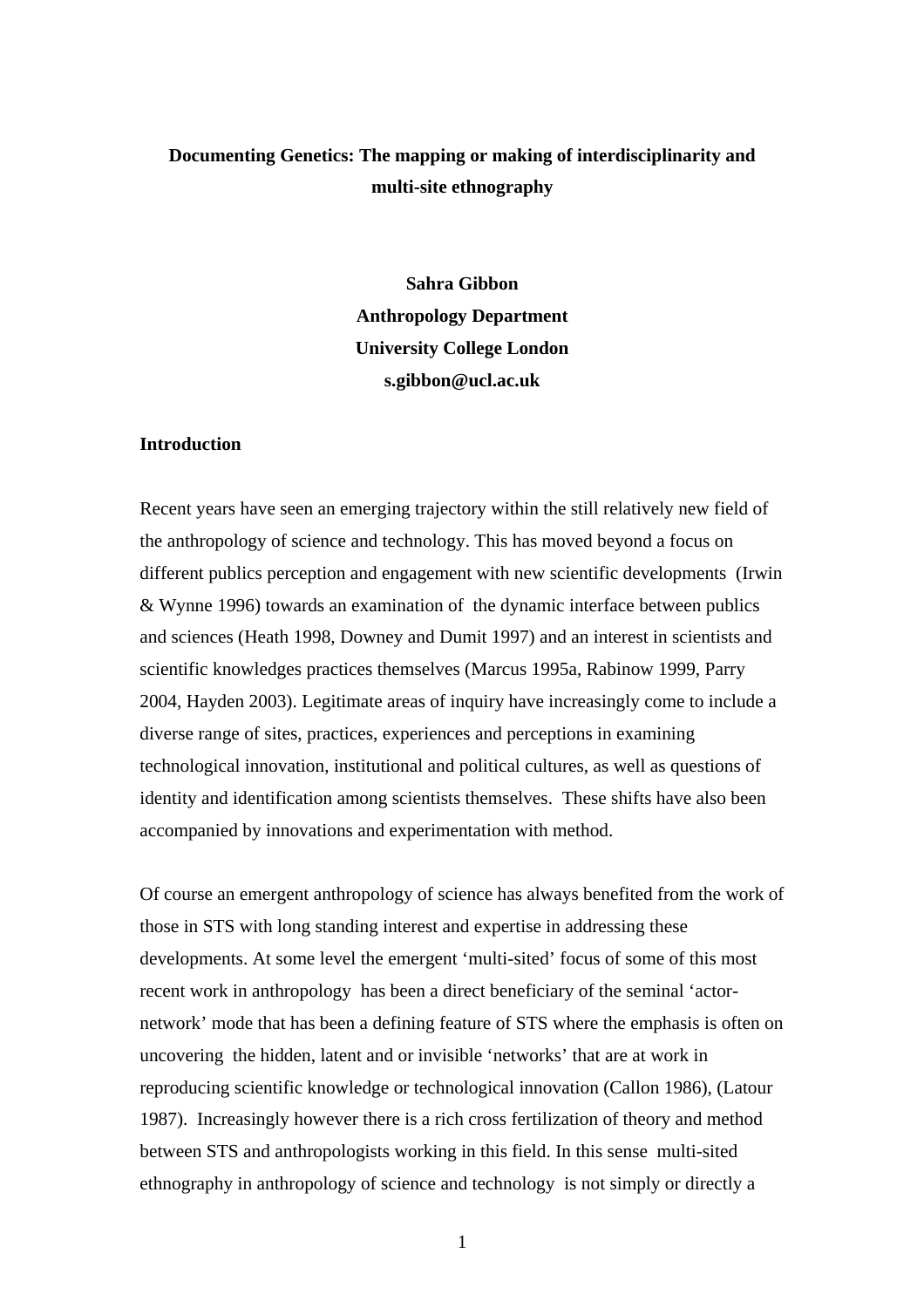# Documenting Genetics: The mapping or making of interdisciplinarity and multi-site ethnography

**Sahra Gibbon**
**Anthropology Department**
**University College London**
**s.gibbon@ucl.ac.uk**

## Introduction

Recent years have seen an emerging trajectory within the still relatively new field of the anthropology of science and technology. This has moved beyond a focus on different publics perception and engagement with new scientific developments (Irwin & Wynne 1996) towards an examination of the dynamic interface between publics and sciences (Heath 1998, Downey and Dumit 1997) and an interest in scientists and scientific knowledges practices themselves (Marcus 1995a, Rabinow 1999, Parry 2004, Hayden 2003). Legitimate areas of inquiry have increasingly come to include a diverse range of sites, practices, experiences and perceptions in examining technological innovation, institutional and political cultures, as well as questions of identity and identification among scientists themselves. These shifts have also been accompanied by innovations and experimentation with method.

Of course an emergent anthropology of science has always benefited from the work of those in STS with long standing interest and expertise in addressing these developments. At some level the emergent 'multi-sited' focus of some of this most recent work in anthropology has been a direct beneficiary of the seminal 'actor-network' mode that has been a defining feature of STS where the emphasis is often on uncovering the hidden, latent and or invisible 'networks' that are at work in reproducing scientific knowledge or technological innovation (Callon 1986), (Latour 1987). Increasingly however there is a rich cross fertilization of theory and method between STS and anthropologists working in this field. In this sense multi-sited ethnography in anthropology of science and technology is not simply or directly a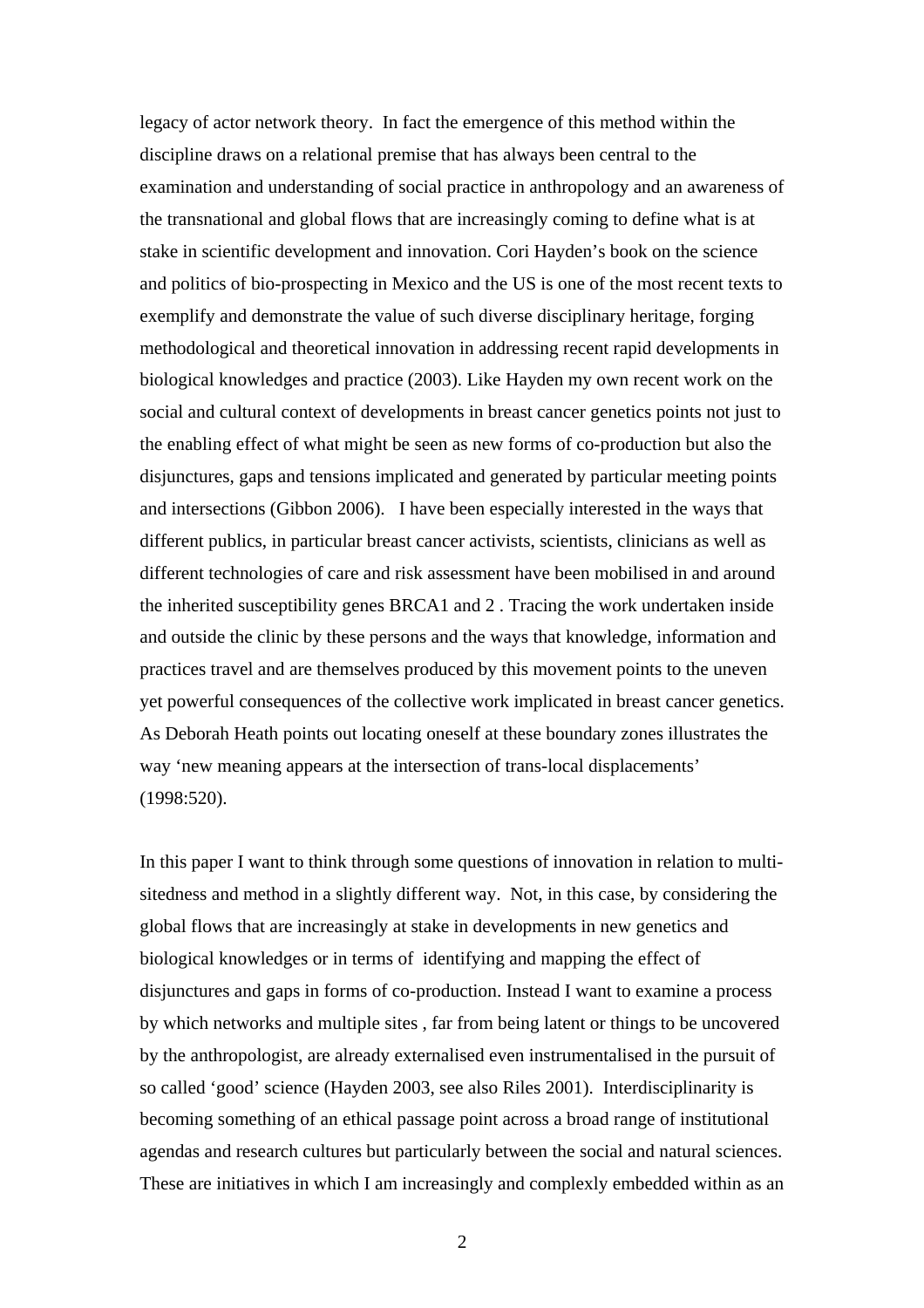legacy of actor network theory. In fact the emergence of this method within the discipline draws on a relational premise that has always been central to the examination and understanding of social practice in anthropology and an awareness of the transnational and global flows that are increasingly coming to define what is at stake in scientific development and innovation. Cori Hayden's book on the science and politics of bio-prospecting in Mexico and the US is one of the most recent texts to exemplify and demonstrate the value of such diverse disciplinary heritage, forging methodological and theoretical innovation in addressing recent rapid developments in biological knowledges and practice (2003). Like Hayden my own recent work on the social and cultural context of developments in breast cancer genetics points not just to the enabling effect of what might be seen as new forms of co-production but also the disjunctures, gaps and tensions implicated and generated by particular meeting points and intersections (Gibbon 2006). I have been especially interested in the ways that different publics, in particular breast cancer activists, scientists, clinicians as well as different technologies of care and risk assessment have been mobilised in and around the inherited susceptibility genes BRCA1 and 2 . Tracing the work undertaken inside and outside the clinic by these persons and the ways that knowledge, information and practices travel and are themselves produced by this movement points to the uneven yet powerful consequences of the collective work implicated in breast cancer genetics. As Deborah Heath points out locating oneself at these boundary zones illustrates the way 'new meaning appears at the intersection of trans-local displacements' (1998:520).

In this paper I want to think through some questions of innovation in relation to multi-sitedness and method in a slightly different way. Not, in this case, by considering the global flows that are increasingly at stake in developments in new genetics and biological knowledges or in terms of identifying and mapping the effect of disjunctures and gaps in forms of co-production. Instead I want to examine a process by which networks and multiple sites , far from being latent or things to be uncovered by the anthropologist, are already externalised even instrumentalised in the pursuit of so called 'good' science (Hayden 2003, see also Riles 2001). Interdisciplinarity is becoming something of an ethical passage point across a broad range of institutional agendas and research cultures but particularly between the social and natural sciences. These are initiatives in which I am increasingly and complexly embedded within as an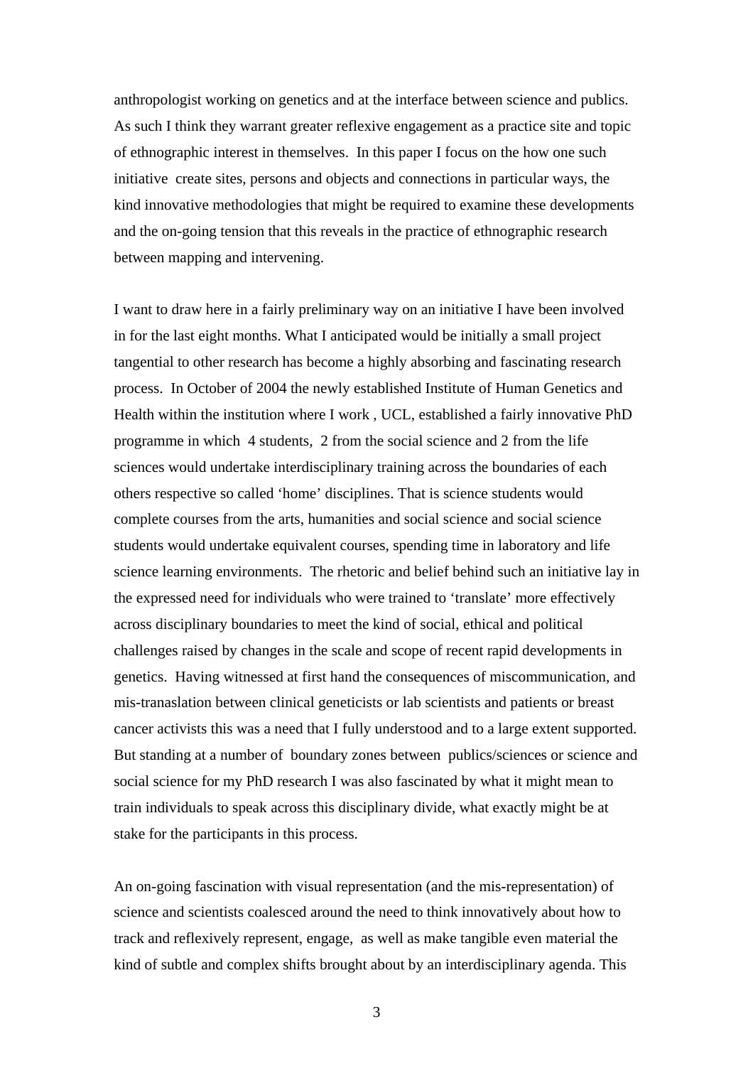anthropologist working on genetics and at the interface between science and publics. As such I think they warrant greater reflexive engagement as a practice site and topic of ethnographic interest in themselves. In this paper I focus on the how one such initiative create sites, persons and objects and connections in particular ways, the kind innovative methodologies that might be required to examine these developments and the on-going tension that this reveals in the practice of ethnographic research between mapping and intervening.

I want to draw here in a fairly preliminary way on an initiative I have been involved in for the last eight months. What I anticipated would be initially a small project tangential to other research has become a highly absorbing and fascinating research process. In October of 2004 the newly established Institute of Human Genetics and Health within the institution where I work , UCL, established a fairly innovative PhD programme in which 4 students, 2 from the social science and 2 from the life sciences would undertake interdisciplinary training across the boundaries of each others respective so called 'home' disciplines. That is science students would complete courses from the arts, humanities and social science and social science students would undertake equivalent courses, spending time in laboratory and life science learning environments. The rhetoric and belief behind such an initiative lay in the expressed need for individuals who were trained to 'translate' more effectively across disciplinary boundaries to meet the kind of social, ethical and political challenges raised by changes in the scale and scope of recent rapid developments in genetics. Having witnessed at first hand the consequences of miscommunication, and mis-tranaslation between clinical geneticists or lab scientists and patients or breast cancer activists this was a need that I fully understood and to a large extent supported. But standing at a number of boundary zones between publics/sciences or science and social science for my PhD research I was also fascinated by what it might mean to train individuals to speak across this disciplinary divide, what exactly might be at stake for the participants in this process.

An on-going fascination with visual representation (and the mis-representation) of science and scientists coalesced around the need to think innovatively about how to track and reflexively represent, engage, as well as make tangible even material the kind of subtle and complex shifts brought about by an interdisciplinary agenda. This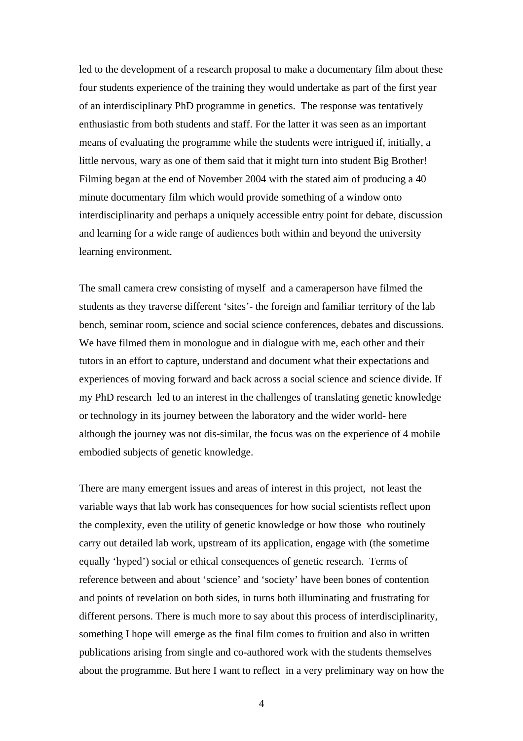led to the development of a research proposal to make a documentary film about these four students experience of the training they would undertake as part of the first year of an interdisciplinary PhD programme in genetics. The response was tentatively enthusiastic from both students and staff. For the latter it was seen as an important means of evaluating the programme while the students were intrigued if, initially, a little nervous, wary as one of them said that it might turn into student Big Brother! Filming began at the end of November 2004 with the stated aim of producing a 40 minute documentary film which would provide something of a window onto interdisciplinarity and perhaps a uniquely accessible entry point for debate, discussion and learning for a wide range of audiences both within and beyond the university learning environment.

The small camera crew consisting of myself and a cameraperson have filmed the students as they traverse different 'sites'- the foreign and familiar territory of the lab bench, seminar room, science and social science conferences, debates and discussions. We have filmed them in monologue and in dialogue with me, each other and their tutors in an effort to capture, understand and document what their expectations and experiences of moving forward and back across a social science and science divide. If my PhD research led to an interest in the challenges of translating genetic knowledge or technology in its journey between the laboratory and the wider world- here although the journey was not dis-similar, the focus was on the experience of 4 mobile embodied subjects of genetic knowledge.

There are many emergent issues and areas of interest in this project, not least the variable ways that lab work has consequences for how social scientists reflect upon the complexity, even the utility of genetic knowledge or how those who routinely carry out detailed lab work, upstream of its application, engage with (the sometime equally 'hyped') social or ethical consequences of genetic research. Terms of reference between and about 'science' and 'society' have been bones of contention and points of revelation on both sides, in turns both illuminating and frustrating for different persons. There is much more to say about this process of interdisciplinarity, something I hope will emerge as the final film comes to fruition and also in written publications arising from single and co-authored work with the students themselves about the programme. But here I want to reflect in a very preliminary way on how the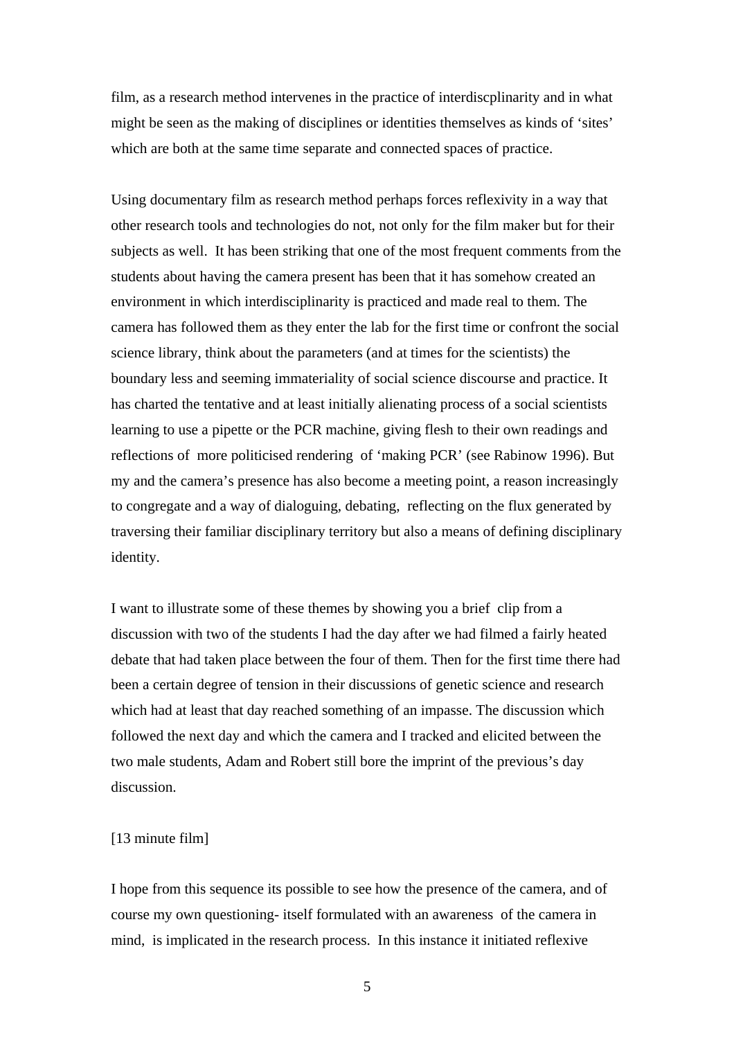film, as a research method intervenes in the practice of interdiscplinarity and in what might be seen as the making of disciplines or identities themselves as kinds of 'sites' which are both at the same time separate and connected spaces of practice.

Using documentary film as research method perhaps forces reflexivity in a way that other research tools and technologies do not, not only for the film maker but for their subjects as well. It has been striking that one of the most frequent comments from the students about having the camera present has been that it has somehow created an environment in which interdisciplinarity is practiced and made real to them. The camera has followed them as they enter the lab for the first time or confront the social science library, think about the parameters (and at times for the scientists) the boundary less and seeming immateriality of social science discourse and practice. It has charted the tentative and at least initially alienating process of a social scientists learning to use a pipette or the PCR machine, giving flesh to their own readings and reflections of more politicised rendering of 'making PCR' (see Rabinow 1996). But my and the camera's presence has also become a meeting point, a reason increasingly to congregate and a way of dialoguing, debating, reflecting on the flux generated by traversing their familiar disciplinary territory but also a means of defining disciplinary identity.

I want to illustrate some of these themes by showing you a brief clip from a discussion with two of the students I had the day after we had filmed a fairly heated debate that had taken place between the four of them. Then for the first time there had been a certain degree of tension in their discussions of genetic science and research which had at least that day reached something of an impasse. The discussion which followed the next day and which the camera and I tracked and elicited between the two male students, Adam and Robert still bore the imprint of the previous's day discussion.

[13 minute film]

I hope from this sequence its possible to see how the presence of the camera, and of course my own questioning- itself formulated with an awareness of the camera in mind, is implicated in the research process. In this instance it initiated reflexive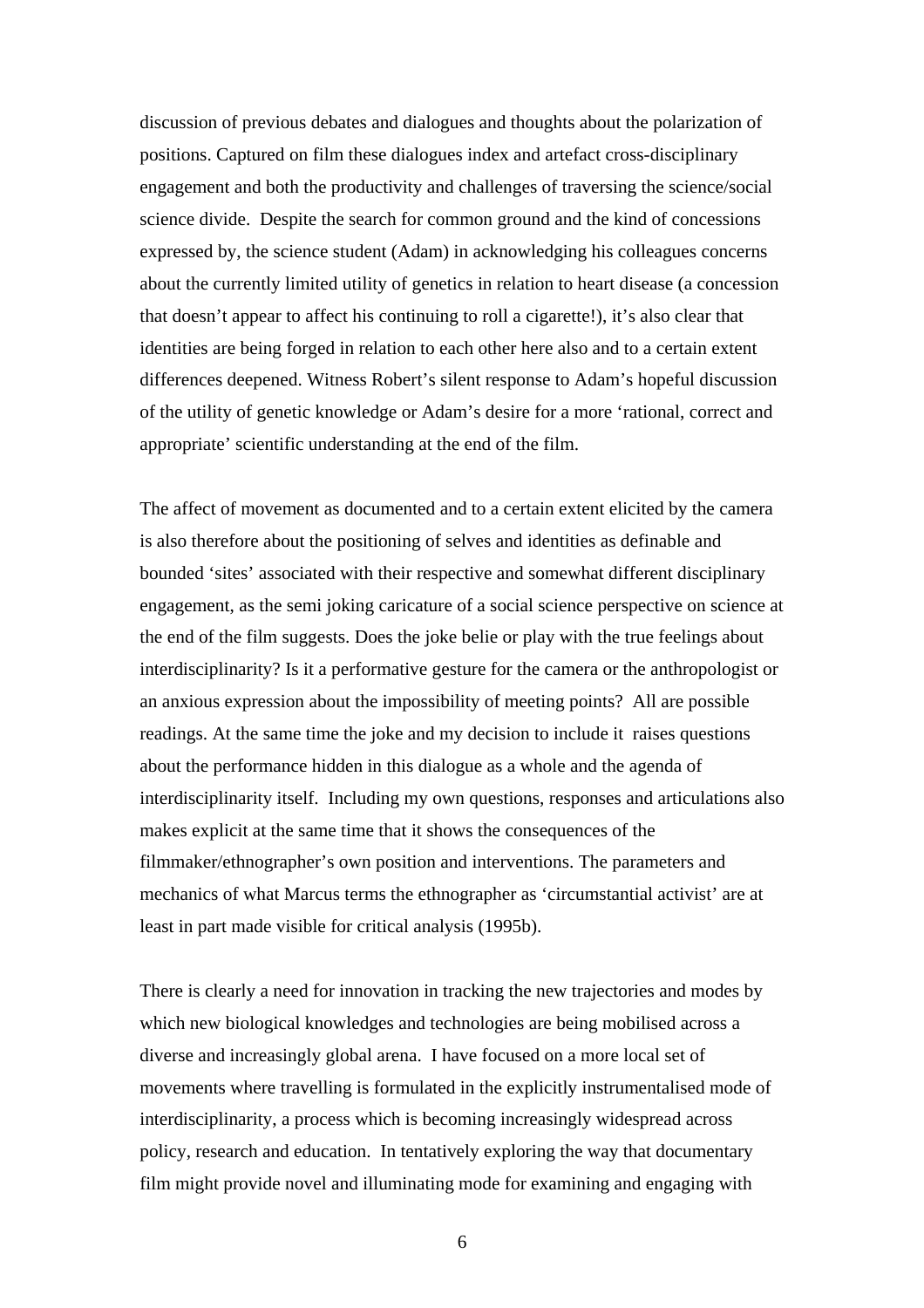discussion of previous debates and dialogues and thoughts about the polarization of positions. Captured on film these dialogues index and artefact cross-disciplinary engagement and both the productivity and challenges of traversing the science/social science divide. Despite the search for common ground and the kind of concessions expressed by, the science student (Adam) in acknowledging his colleagues concerns about the currently limited utility of genetics in relation to heart disease (a concession that doesn't appear to affect his continuing to roll a cigarette!), it's also clear that identities are being forged in relation to each other here also and to a certain extent differences deepened. Witness Robert's silent response to Adam's hopeful discussion of the utility of genetic knowledge or Adam's desire for a more 'rational, correct and appropriate' scientific understanding at the end of the film.

The affect of movement as documented and to a certain extent elicited by the camera is also therefore about the positioning of selves and identities as definable and bounded 'sites' associated with their respective and somewhat different disciplinary engagement, as the semi joking caricature of a social science perspective on science at the end of the film suggests. Does the joke belie or play with the true feelings about interdisciplinarity? Is it a performative gesture for the camera or the anthropologist or an anxious expression about the impossibility of meeting points? All are possible readings. At the same time the joke and my decision to include it raises questions about the performance hidden in this dialogue as a whole and the agenda of interdisciplinarity itself. Including my own questions, responses and articulations also makes explicit at the same time that it shows the consequences of the filmmaker/ethnographer's own position and interventions. The parameters and mechanics of what Marcus terms the ethnographer as 'circumstantial activist' are at least in part made visible for critical analysis (1995b).

There is clearly a need for innovation in tracking the new trajectories and modes by which new biological knowledges and technologies are being mobilised across a diverse and increasingly global arena. I have focused on a more local set of movements where travelling is formulated in the explicitly instrumentalised mode of interdisciplinarity, a process which is becoming increasingly widespread across policy, research and education. In tentatively exploring the way that documentary film might provide novel and illuminating mode for examining and engaging with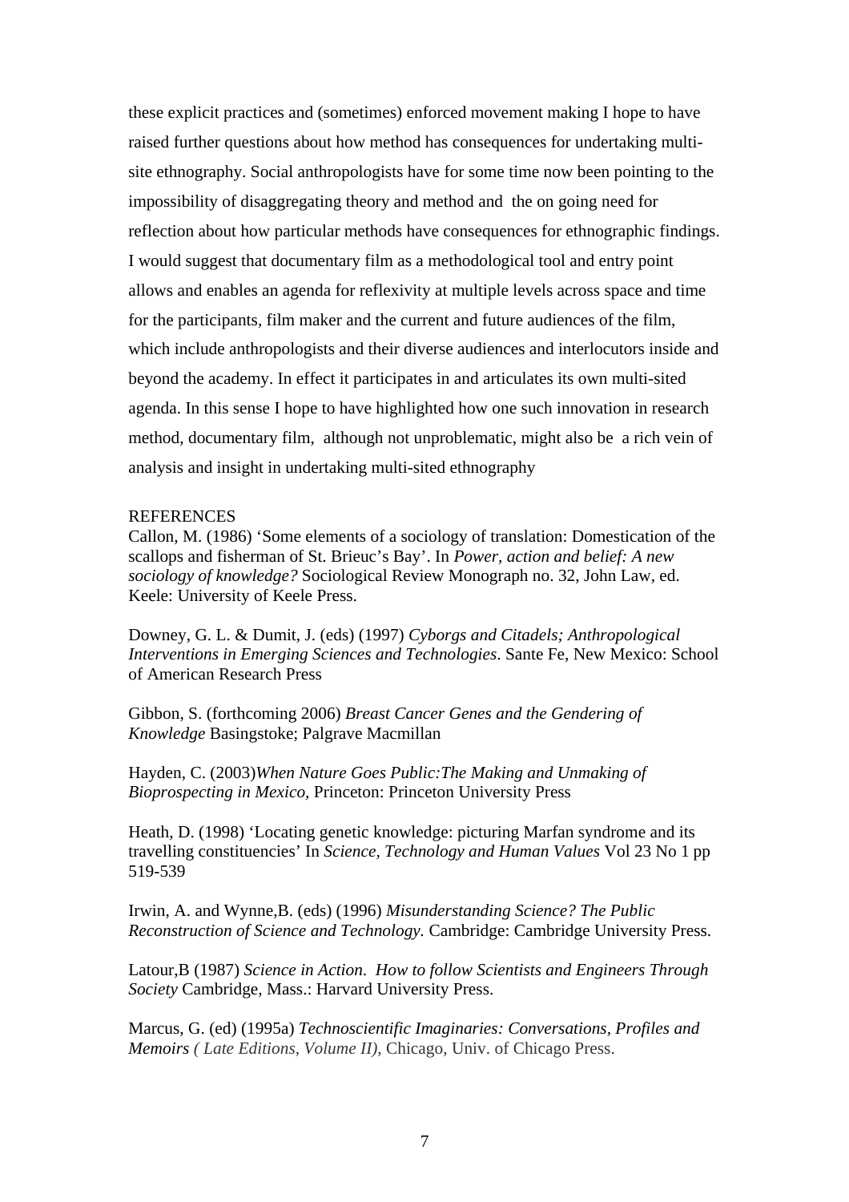these explicit practices and (sometimes) enforced movement making I hope to have raised further questions about how method has consequences for undertaking multi-site ethnography. Social anthropologists have for some time now been pointing to the impossibility of disaggregating theory and method and the on going need for reflection about how particular methods have consequences for ethnographic findings. I would suggest that documentary film as a methodological tool and entry point allows and enables an agenda for reflexivity at multiple levels across space and time for the participants, film maker and the current and future audiences of the film, which include anthropologists and their diverse audiences and interlocutors inside and beyond the academy. In effect it participates in and articulates its own multi-sited agenda. In this sense I hope to have highlighted how one such innovation in research method, documentary film, although not unproblematic, might also be a rich vein of analysis and insight in undertaking multi-sited ethnography

REFERENCES

Callon, M. (1986) 'Some elements of a sociology of translation: Domestication of the scallops and fisherman of St. Brieuc's Bay'. In *Power, action and belief: A new sociology of knowledge?* Sociological Review Monograph no. 32, John Law, ed. Keele: University of Keele Press.

Downey, G. L. & Dumit, J. (eds) (1997) *Cyborgs and Citadels; Anthropological Interventions in Emerging Sciences and Technologies*. Sante Fe, New Mexico: School of American Research Press

Gibbon, S. (forthcoming 2006) *Breast Cancer Genes and the Gendering of Knowledge* Basingstoke; Palgrave Macmillan

Hayden, C. (2003)*When Nature Goes Public:The Making and Unmaking of Bioprospecting in Mexico,* Princeton: Princeton University Press

Heath, D. (1998) 'Locating genetic knowledge: picturing Marfan syndrome and its travelling constituencies' In *Science, Technology and Human Values* Vol 23 No 1 pp 519-539

Irwin, A. and Wynne,B. (eds) (1996) *Misunderstanding Science? The Public Reconstruction of Science and Technology.* Cambridge: Cambridge University Press.

Latour,B (1987) *Science in Action. How to follow Scientists and Engineers Through Society* Cambridge, Mass.: Harvard University Press.

Marcus, G. (ed) (1995a) *Technoscientific Imaginaries: Conversations, Profiles and Memoirs ( Late Editions, Volume II)*, Chicago, Univ. of Chicago Press.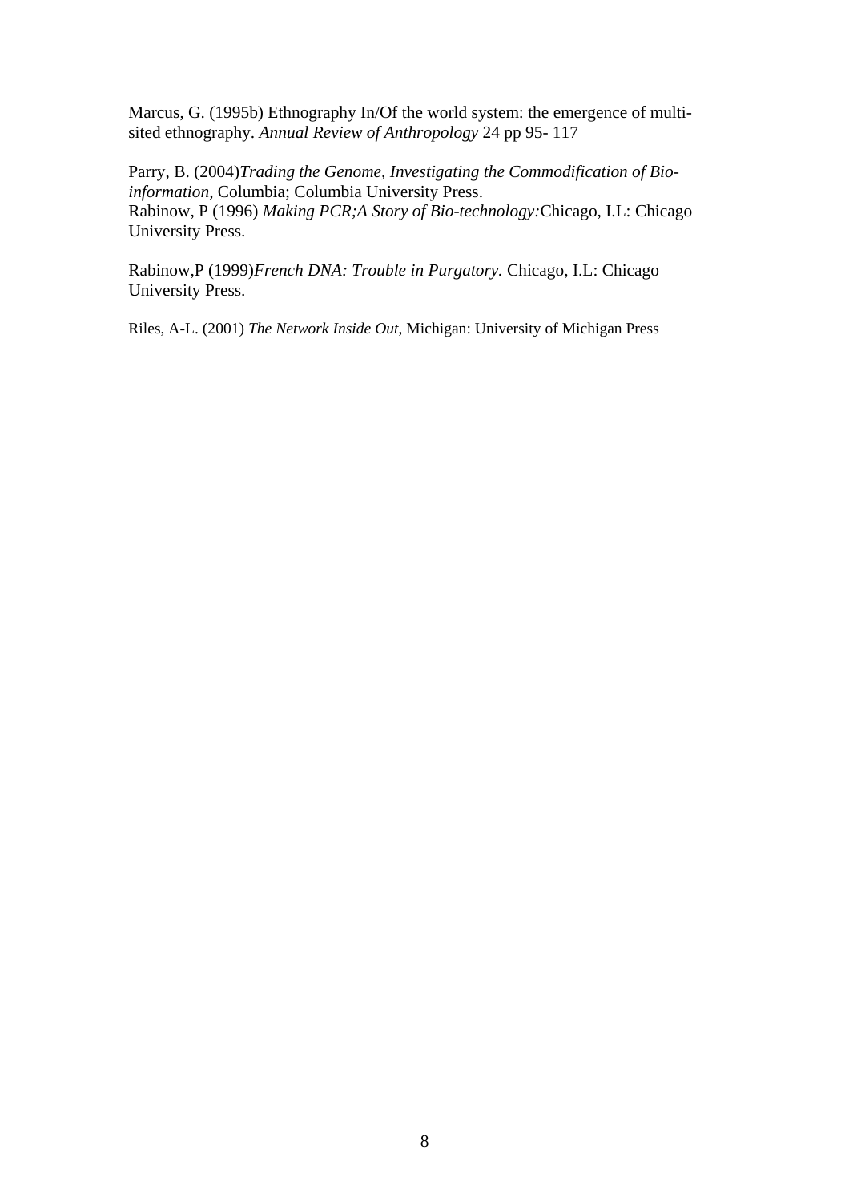Marcus, G. (1995b) Ethnography In/Of the world system: the emergence of multi-sited ethnography. *Annual Review of Anthropology* 24 pp 95- 117

Parry, B. (2004)*Trading the Genome, Investigating the Commodification of Bio-information,* Columbia; Columbia University Press.
Rabinow, P (1996) *Making PCR;A Story of Bio-technology:*Chicago, I.L: Chicago University Press.

Rabinow,P (1999)*French DNA: Trouble in Purgatory.* Chicago, I.L: Chicago University Press.

Riles, A-L. (2001) *The Network Inside Out*, Michigan: University of Michigan Press